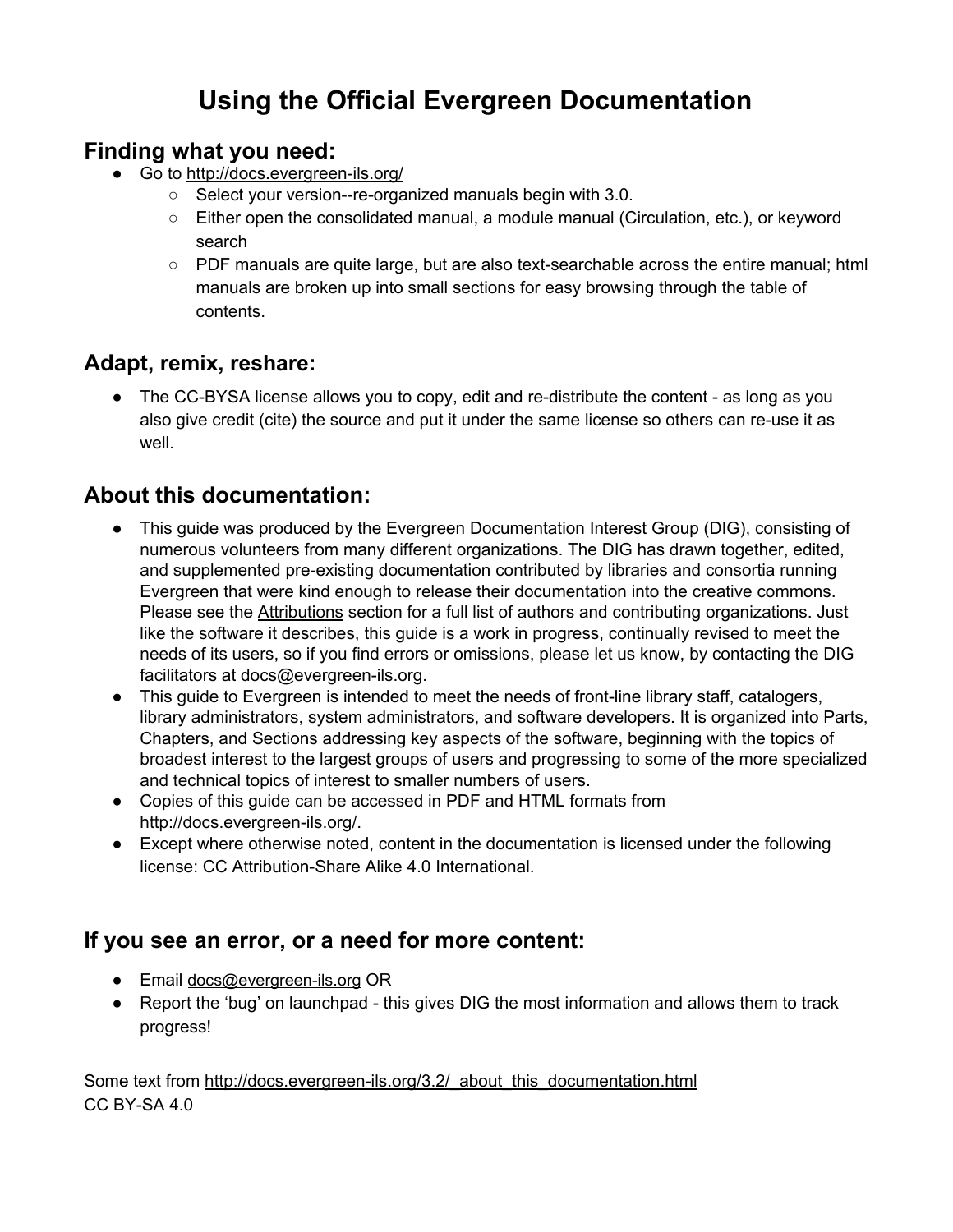# Using the Official Evergreen Documentation

## Finding what you need:

- Go to http://docs.evergreen-ils.org/
  - Select your version--re-organized manuals begin with 3.0.
  - Either open the consolidated manual, a module manual (Circulation, etc.), or keyword search
  - PDF manuals are quite large, but are also text-searchable across the entire manual; html manuals are broken up into small sections for easy browsing through the table of contents.

## Adapt, remix, reshare:

- The CC-BYSA license allows you to copy, edit and re-distribute the content - as long as you also give credit (cite) the source and put it under the same license so others can re-use it as well.

## About this documentation:

- This guide was produced by the Evergreen Documentation Interest Group (DIG), consisting of numerous volunteers from many different organizations. The DIG has drawn together, edited, and supplemented pre-existing documentation contributed by libraries and consortia running Evergreen that were kind enough to release their documentation into the creative commons. Please see the Attributions section for a full list of authors and contributing organizations. Just like the software it describes, this guide is a work in progress, continually revised to meet the needs of its users, so if you find errors or omissions, please let us know, by contacting the DIG facilitators at docs@evergreen-ils.org.
- This guide to Evergreen is intended to meet the needs of front-line library staff, catalogers, library administrators, system administrators, and software developers. It is organized into Parts, Chapters, and Sections addressing key aspects of the software, beginning with the topics of broadest interest to the largest groups of users and progressing to some of the more specialized and technical topics of interest to smaller numbers of users.
- Copies of this guide can be accessed in PDF and HTML formats from http://docs.evergreen-ils.org/.
- Except where otherwise noted, content in the documentation is licensed under the following license: CC Attribution-Share Alike 4.0 International.

## If you see an error, or a need for more content:

- Email docs@evergreen-ils.org OR
- Report the ‘bug’ on launchpad - this gives DIG the most information and allows them to track progress!

Some text from http://docs.evergreen-ils.org/3.2/_about_this_documentation.html
CC BY-SA 4.0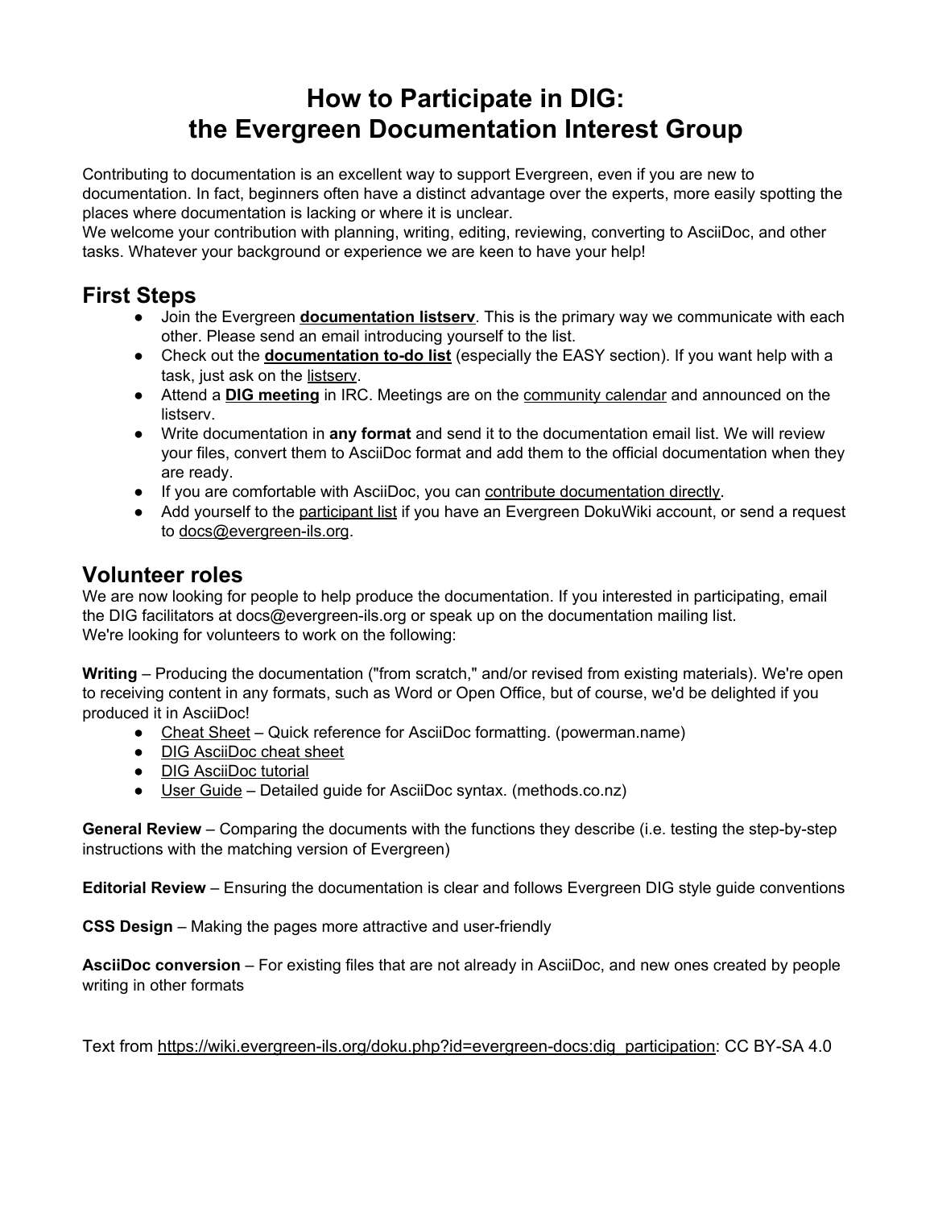# How to Participate in DIG: the Evergreen Documentation Interest Group

Contributing to documentation is an excellent way to support Evergreen, even if you are new to documentation. In fact, beginners often have a distinct advantage over the experts, more easily spotting the places where documentation is lacking or where it is unclear.
We welcome your contribution with planning, writing, editing, reviewing, converting to AsciiDoc, and other tasks. Whatever your background or experience we are keen to have your help!

## First Steps

- Join the Evergreen **documentation listserv**. This is the primary way we communicate with each other. Please send an email introducing yourself to the list.
- Check out the **documentation to-do list** (especially the EASY section). If you want help with a task, just ask on the listserv.
- Attend a **DIG meeting** in IRC. Meetings are on the community calendar and announced on the listserv.
- Write documentation in **any format** and send it to the documentation email list. We will review your files, convert them to AsciiDoc format and add them to the official documentation when they are ready.
- If you are comfortable with AsciiDoc, you can contribute documentation directly.
- Add yourself to the participant list if you have an Evergreen DokuWiki account, or send a request to docs@evergreen-ils.org.

## Volunteer roles

We are now looking for people to help produce the documentation. If you interested in participating, email the DIG facilitators at docs@evergreen-ils.org or speak up on the documentation mailing list.
We're looking for volunteers to work on the following:

**Writing** – Producing the documentation ("from scratch," and/or revised from existing materials). We're open to receiving content in any formats, such as Word or Open Office, but of course, we'd be delighted if you produced it in AsciiDoc!

- Cheat Sheet – Quick reference for AsciiDoc formatting. (powerman.name)
- DIG AsciiDoc cheat sheet
- DIG AsciiDoc tutorial
- User Guide – Detailed guide for AsciiDoc syntax. (methods.co.nz)

**General Review** – Comparing the documents with the functions they describe (i.e. testing the step-by-step instructions with the matching version of Evergreen)

**Editorial Review** – Ensuring the documentation is clear and follows Evergreen DIG style guide conventions

**CSS Design** – Making the pages more attractive and user-friendly

**AsciiDoc conversion** – For existing files that are not already in AsciiDoc, and new ones created by people writing in other formats

Text from https://wiki.evergreen-ils.org/doku.php?id=evergreen-docs:dig_participation: CC BY-SA 4.0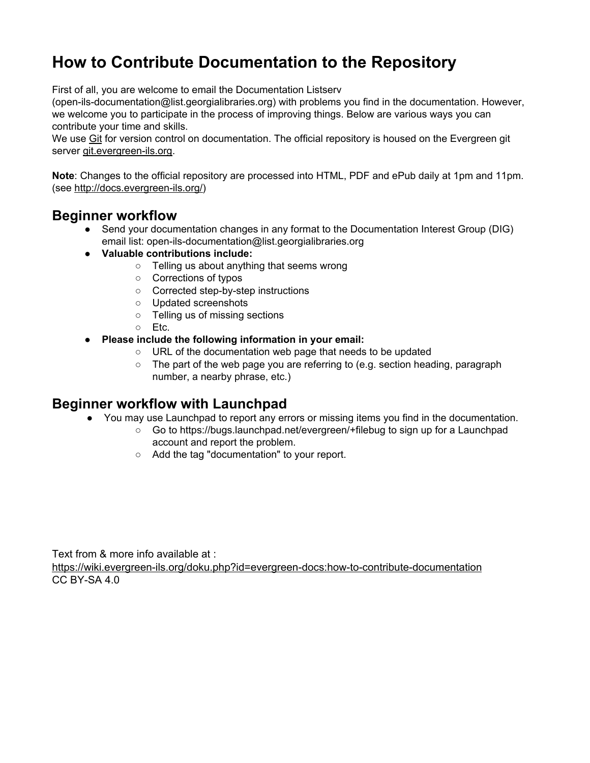# How to Contribute Documentation to the Repository

First of all, you are welcome to email the Documentation Listserv (open-ils-documentation@list.georgialibraries.org) with problems you find in the documentation. However, we welcome you to participate in the process of improving things. Below are various ways you can contribute your time and skills.

We use Git for version control on documentation. The official repository is housed on the Evergreen git server git.evergreen-ils.org.

**Note**: Changes to the official repository are processed into HTML, PDF and ePub daily at 1pm and 11pm. (see http://docs.evergreen-ils.org/)

## Beginner workflow

- Send your documentation changes in any format to the Documentation Interest Group (DIG) email list: open-ils-documentation@list.georgialibraries.org
- **Valuable contributions include:**
  - Telling us about anything that seems wrong
  - Corrections of typos
  - Corrected step-by-step instructions
  - Updated screenshots
  - Telling us of missing sections
  - Etc.
- **Please include the following information in your email:**
  - URL of the documentation web page that needs to be updated
  - The part of the web page you are referring to (e.g. section heading, paragraph number, a nearby phrase, etc.)

## Beginner workflow with Launchpad

- You may use Launchpad to report any errors or missing items you find in the documentation.
  - Go to https://bugs.launchpad.net/evergreen/+filebug to sign up for a Launchpad account and report the problem.
  - Add the tag "documentation" to your report.

Text from & more info available at :
https://wiki.evergreen-ils.org/doku.php?id=evergreen-docs:how-to-contribute-documentation
CC BY-SA 4.0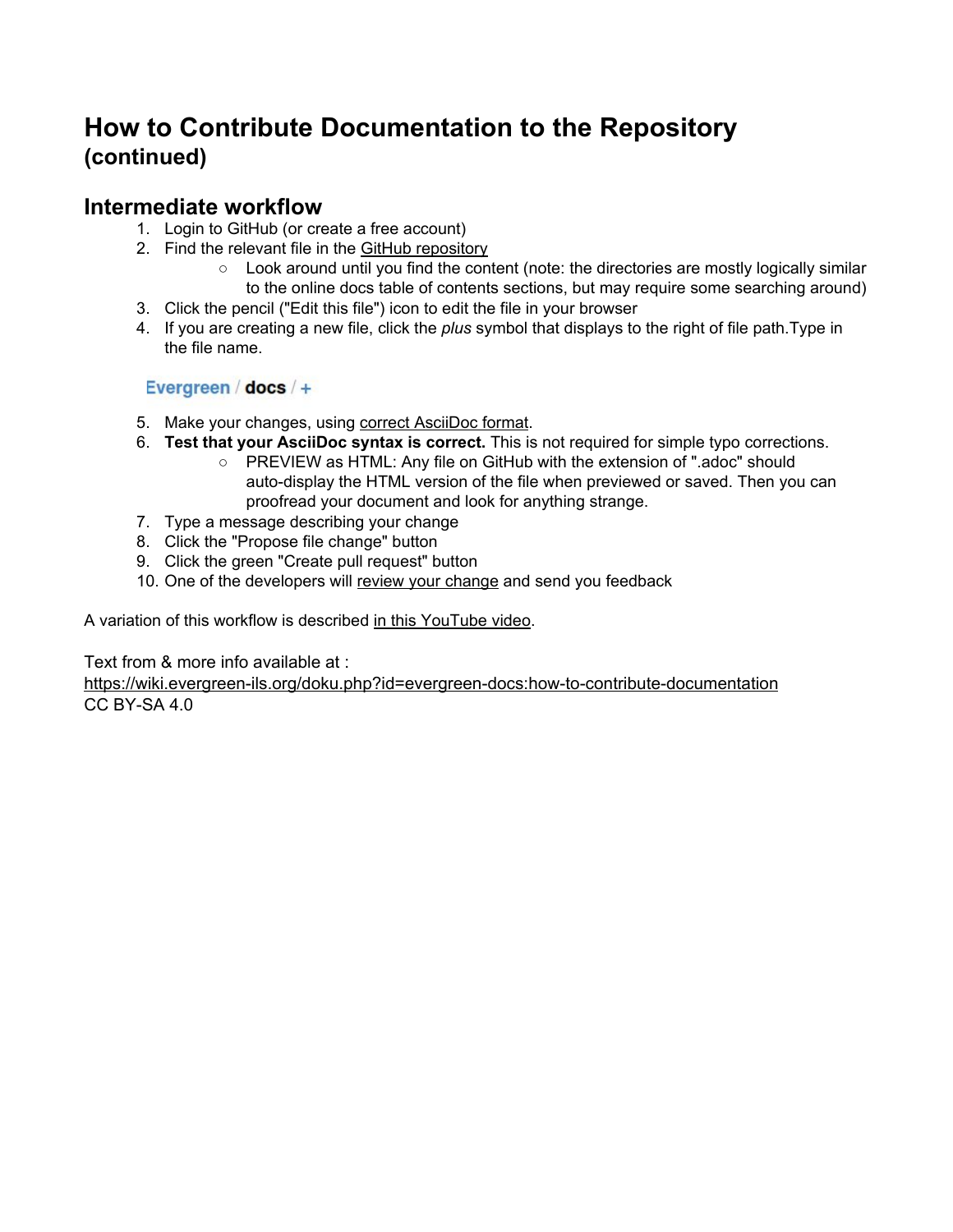# How to Contribute Documentation to the Repository (continued)

## Intermediate workflow

1. Login to GitHub (or create a free account)
2. Find the relevant file in the GitHub repository
   - Look around until you find the content (note: the directories are mostly logically similar to the online docs table of contents sections, but may require some searching around)
3. Click the pencil ("Edit this file") icon to edit the file in your browser
4. If you are creating a new file, click the *plus* symbol that displays to the right of file path.Type in the file name.

   Evergreen / **docs** / +

5. Make your changes, using correct AsciiDoc format.
6. **Test that your AsciiDoc syntax is correct.** This is not required for simple typo corrections.
   - PREVIEW as HTML: Any file on GitHub with the extension of ".adoc" should auto-display the HTML version of the file when previewed or saved. Then you can proofread your document and look for anything strange.
7. Type a message describing your change
8. Click the "Propose file change" button
9. Click the green "Create pull request" button
10. One of the developers will review your change and send you feedback

A variation of this workflow is described in this YouTube video.

Text from & more info available at :
https://wiki.evergreen-ils.org/doku.php?id=evergreen-docs:how-to-contribute-documentation
CC BY-SA 4.0